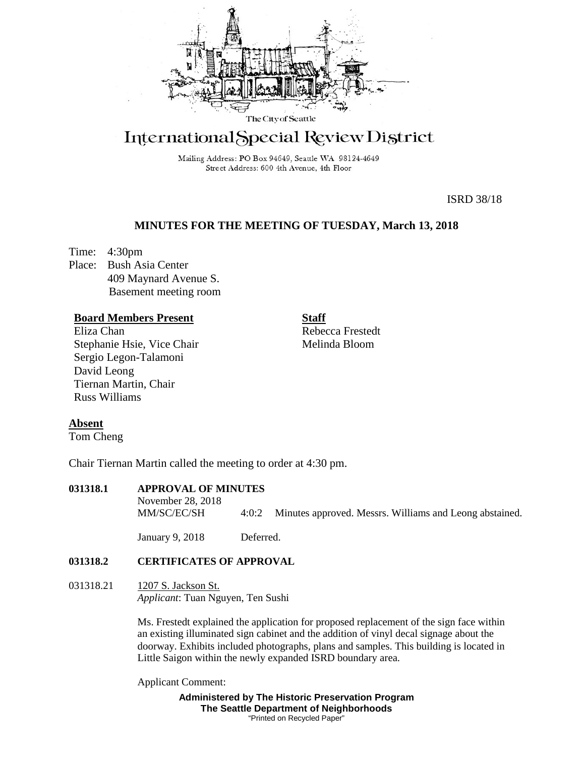The City of Seattle

# International Special Review District

Mailing Address: PO Box 94649, Seattle WA 98124-4649
Street Address: 600 4th Avenue, 4th Floor

ISRD 38/18

## MINUTES FOR THE MEETING OF TUESDAY, March 13, 2018

Time: 4:30pm
Place: Bush Asia Center
409 Maynard Avenue S.
Basement meeting room

**Board Members Present**
Eliza Chan
Stephanie Hsie, Vice Chair
Sergio Legon-Talamoni
David Leong
Tiernan Martin, Chair
Russ Williams

**Staff**
Rebecca Frestedt
Melinda Bloom

**Absent**
Tom Cheng

Chair Tiernan Martin called the meeting to order at 4:30 pm.

**031318.1 APPROVAL OF MINUTES**

November 28, 2018
MM/SC/EC/SH 4:0:2 Minutes approved. Messrs. Williams and Leong abstained.

January 9, 2018 Deferred.

**031318.2 CERTIFICATES OF APPROVAL**

031318.21 1207 S. Jackson St.
*Applicant*: Tuan Nguyen, Ten Sushi

Ms. Frestedt explained the application for proposed replacement of the sign face within an existing illuminated sign cabinet and the addition of vinyl decal signage about the doorway. Exhibits included photographs, plans and samples. This building is located in Little Saigon within the newly expanded ISRD boundary area.

Applicant Comment:

**Administered by The Historic Preservation Program**
**The Seattle Department of Neighborhoods**
"Printed on Recycled Paper"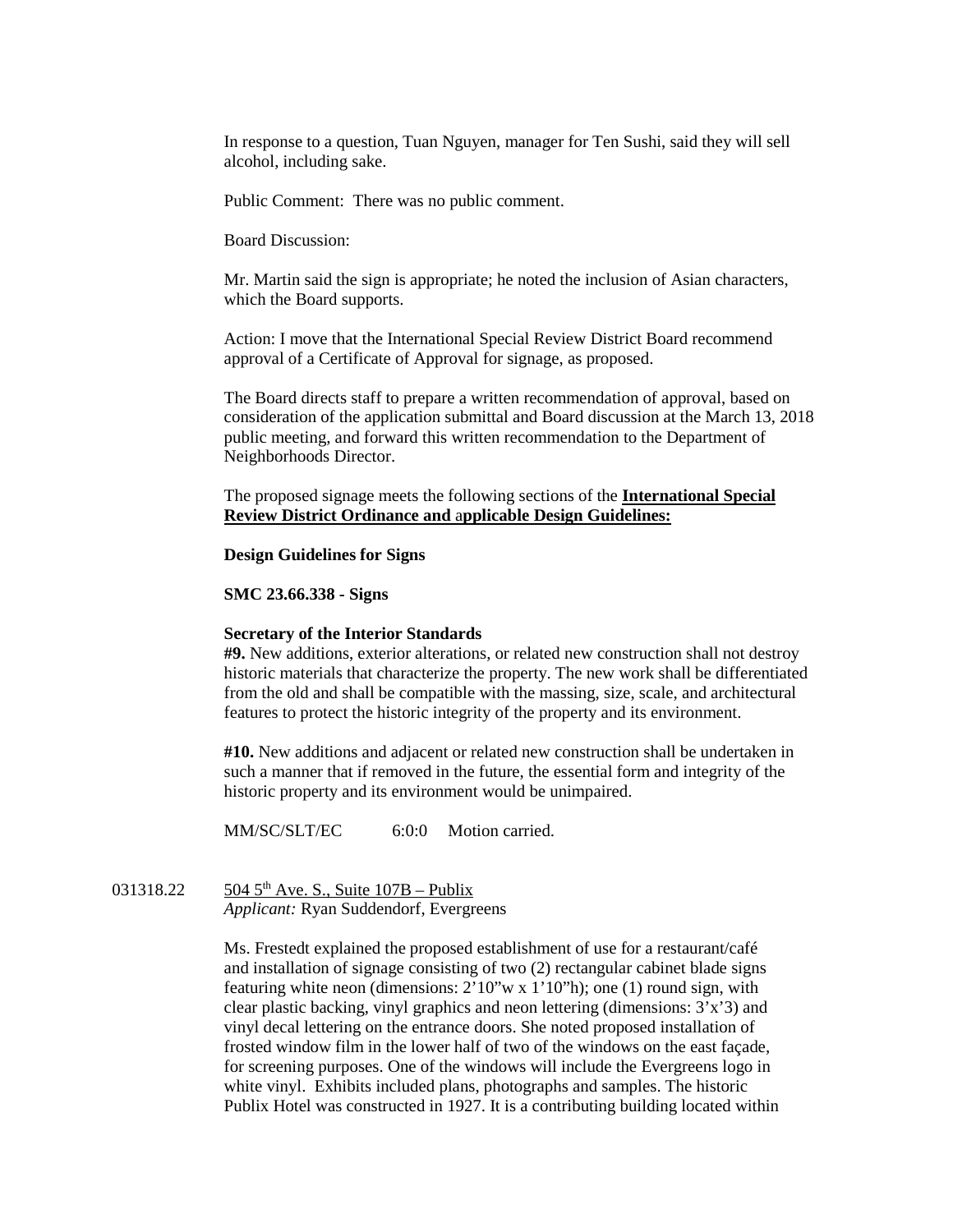In response to a question, Tuan Nguyen, manager for Ten Sushi, said they will sell alcohol, including sake.

Public Comment: There was no public comment.

Board Discussion:

Mr. Martin said the sign is appropriate; he noted the inclusion of Asian characters, which the Board supports.

Action: I move that the International Special Review District Board recommend approval of a Certificate of Approval for signage, as proposed.

The Board directs staff to prepare a written recommendation of approval, based on consideration of the application submittal and Board discussion at the March 13, 2018 public meeting, and forward this written recommendation to the Department of Neighborhoods Director.

The proposed signage meets the following sections of the **International Special Review District Ordinance and applicable Design Guidelines:**

**Design Guidelines for Signs**

**SMC 23.66.338 - Signs**

**Secretary of the Interior Standards**
**#9.** New additions, exterior alterations, or related new construction shall not destroy historic materials that characterize the property. The new work shall be differentiated from the old and shall be compatible with the massing, size, scale, and architectural features to protect the historic integrity of the property and its environment.

**#10.** New additions and adjacent or related new construction shall be undertaken in such a manner that if removed in the future, the essential form and integrity of the historic property and its environment would be unimpaired.

MM/SC/SLT/EC 6:0:0 Motion carried.

031318.22 504 5th Ave. S., Suite 107B – Publix
*Applicant:* Ryan Suddendorf, Evergreens

Ms. Frestedt explained the proposed establishment of use for a restaurant/café and installation of signage consisting of two (2) rectangular cabinet blade signs featuring white neon (dimensions: 2'10"w x 1'10"h); one (1) round sign, with clear plastic backing, vinyl graphics and neon lettering (dimensions: 3'x'3) and vinyl decal lettering on the entrance doors. She noted proposed installation of frosted window film in the lower half of two of the windows on the east façade, for screening purposes. One of the windows will include the Evergreens logo in white vinyl. Exhibits included plans, photographs and samples. The historic Publix Hotel was constructed in 1927. It is a contributing building located within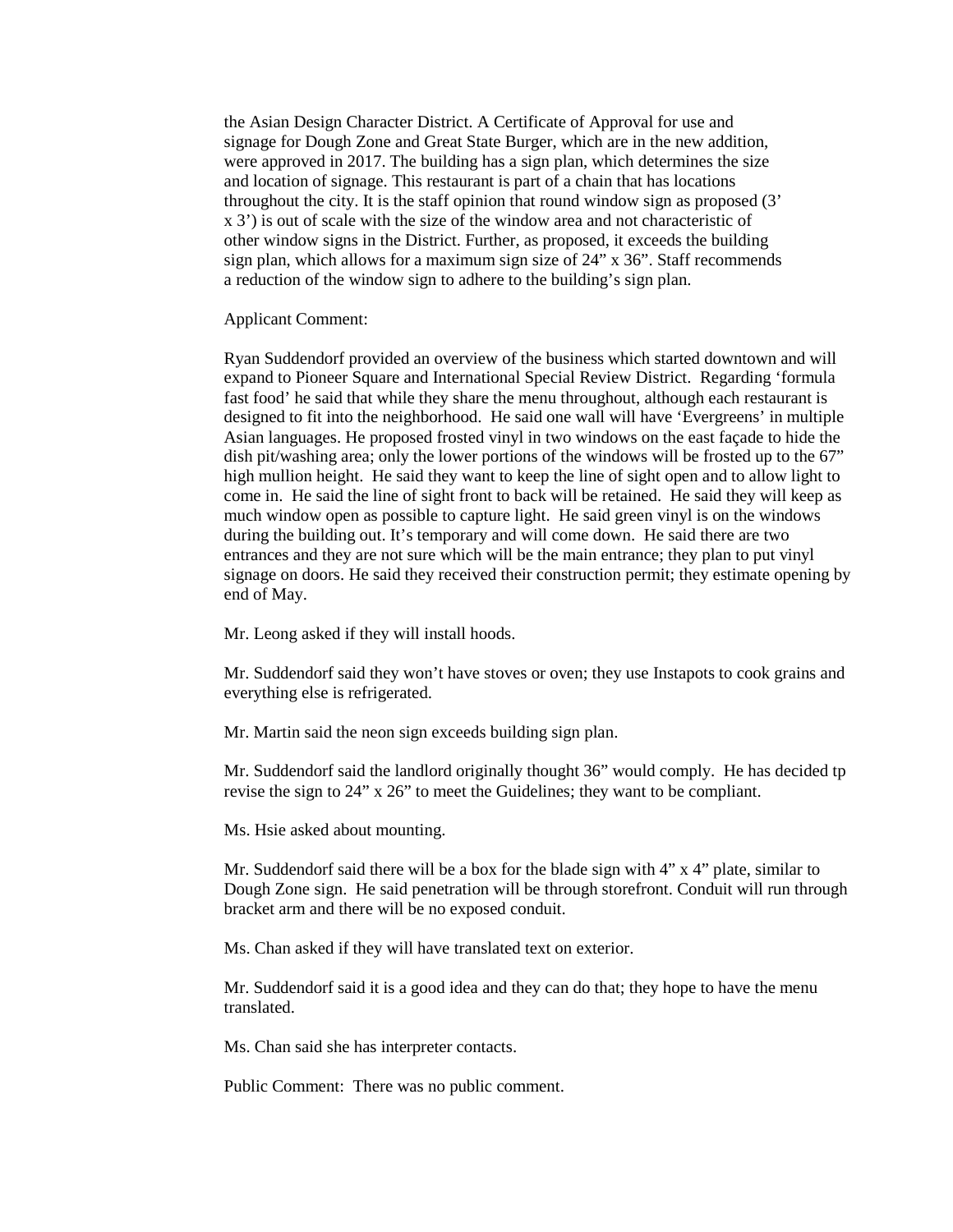the Asian Design Character District. A Certificate of Approval for use and signage for Dough Zone and Great State Burger, which are in the new addition, were approved in 2017. The building has a sign plan, which determines the size and location of signage. This restaurant is part of a chain that has locations throughout the city. It is the staff opinion that round window sign as proposed (3' x 3') is out of scale with the size of the window area and not characteristic of other window signs in the District. Further, as proposed, it exceeds the building sign plan, which allows for a maximum sign size of 24" x 36". Staff recommends a reduction of the window sign to adhere to the building's sign plan.

Applicant Comment:

Ryan Suddendorf provided an overview of the business which started downtown and will expand to Pioneer Square and International Special Review District. Regarding 'formula fast food' he said that while they share the menu throughout, although each restaurant is designed to fit into the neighborhood. He said one wall will have 'Evergreens' in multiple Asian languages. He proposed frosted vinyl in two windows on the east façade to hide the dish pit/washing area; only the lower portions of the windows will be frosted up to the 67" high mullion height. He said they want to keep the line of sight open and to allow light to come in. He said the line of sight front to back will be retained. He said they will keep as much window open as possible to capture light. He said green vinyl is on the windows during the building out. It's temporary and will come down. He said there are two entrances and they are not sure which will be the main entrance; they plan to put vinyl signage on doors. He said they received their construction permit; they estimate opening by end of May.

Mr. Leong asked if they will install hoods.

Mr. Suddendorf said they won't have stoves or oven; they use Instapots to cook grains and everything else is refrigerated.

Mr. Martin said the neon sign exceeds building sign plan.

Mr. Suddendorf said the landlord originally thought 36" would comply. He has decided tp revise the sign to 24" x 26" to meet the Guidelines; they want to be compliant.

Ms. Hsie asked about mounting.

Mr. Suddendorf said there will be a box for the blade sign with 4" x 4" plate, similar to Dough Zone sign. He said penetration will be through storefront. Conduit will run through bracket arm and there will be no exposed conduit.

Ms. Chan asked if they will have translated text on exterior.

Mr. Suddendorf said it is a good idea and they can do that; they hope to have the menu translated.

Ms. Chan said she has interpreter contacts.

Public Comment: There was no public comment.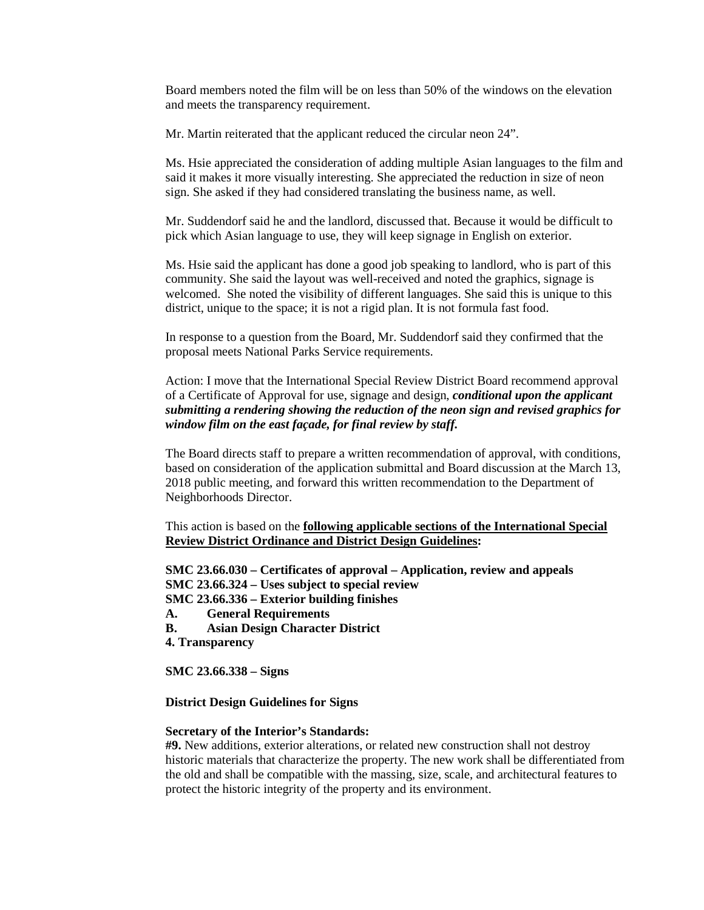Board members noted the film will be on less than 50% of the windows on the elevation and meets the transparency requirement.

Mr. Martin reiterated that the applicant reduced the circular neon 24".

Ms. Hsie appreciated the consideration of adding multiple Asian languages to the film and said it makes it more visually interesting. She appreciated the reduction in size of neon sign. She asked if they had considered translating the business name, as well.

Mr. Suddendorf said he and the landlord, discussed that. Because it would be difficult to pick which Asian language to use, they will keep signage in English on exterior.

Ms. Hsie said the applicant has done a good job speaking to landlord, who is part of this community. She said the layout was well-received and noted the graphics, signage is welcomed. She noted the visibility of different languages. She said this is unique to this district, unique to the space; it is not a rigid plan. It is not formula fast food.

In response to a question from the Board, Mr. Suddendorf said they confirmed that the proposal meets National Parks Service requirements.

Action: I move that the International Special Review District Board recommend approval of a Certificate of Approval for use, signage and design, ***conditional upon the applicant submitting a rendering showing the reduction of the neon sign and revised graphics for window film on the east façade, for final review by staff.***

The Board directs staff to prepare a written recommendation of approval, with conditions, based on consideration of the application submittal and Board discussion at the March 13, 2018 public meeting, and forward this written recommendation to the Department of Neighborhoods Director.

This action is based on the **following applicable sections of the International Special Review District Ordinance and District Design Guidelines:**

**SMC 23.66.030 – Certificates of approval – Application, review and appeals**
**SMC 23.66.324 – Uses subject to special review**
**SMC 23.66.336 – Exterior building finishes**
**A. General Requirements**
**B. Asian Design Character District**
**4. Transparency**

**SMC 23.66.338 – Signs**

**District Design Guidelines for Signs**

**Secretary of the Interior's Standards:**
**#9.** New additions, exterior alterations, or related new construction shall not destroy historic materials that characterize the property. The new work shall be differentiated from the old and shall be compatible with the massing, size, scale, and architectural features to protect the historic integrity of the property and its environment.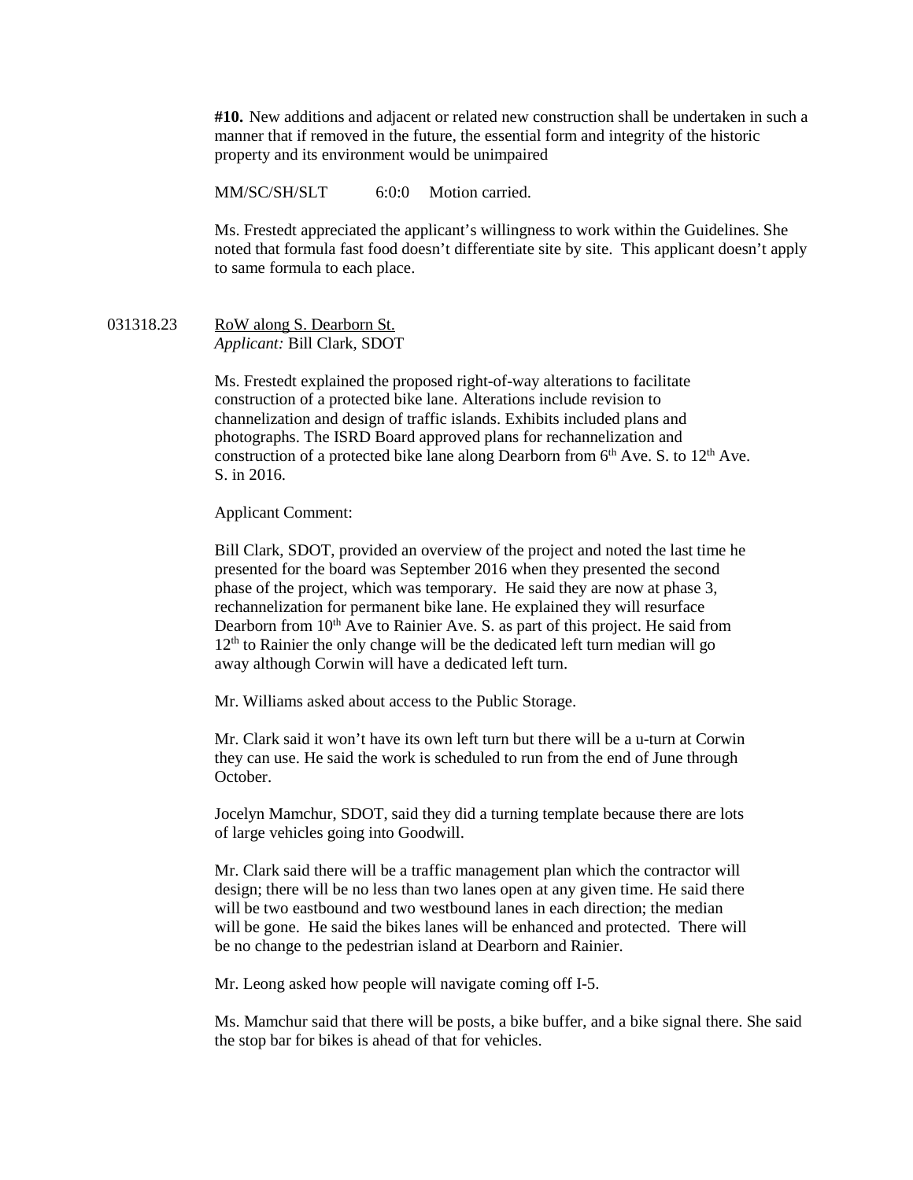**#10.** New additions and adjacent or related new construction shall be undertaken in such a manner that if removed in the future, the essential form and integrity of the historic property and its environment would be unimpaired

MM/SC/SH/SLT 6:0:0 Motion carried.

Ms. Frestedt appreciated the applicant's willingness to work within the Guidelines. She noted that formula fast food doesn't differentiate site by site. This applicant doesn't apply to same formula to each place.

031318.23 RoW along S. Dearborn St.
*Applicant:* Bill Clark, SDOT

Ms. Frestedt explained the proposed right-of-way alterations to facilitate construction of a protected bike lane. Alterations include revision to channelization and design of traffic islands. Exhibits included plans and photographs. The ISRD Board approved plans for rechannelization and construction of a protected bike lane along Dearborn from 6th Ave. S. to 12th Ave. S. in 2016.

Applicant Comment:

Bill Clark, SDOT, provided an overview of the project and noted the last time he presented for the board was September 2016 when they presented the second phase of the project, which was temporary. He said they are now at phase 3, rechannelization for permanent bike lane. He explained they will resurface Dearborn from 10th Ave to Rainier Ave. S. as part of this project. He said from 12th to Rainier the only change will be the dedicated left turn median will go away although Corwin will have a dedicated left turn.

Mr. Williams asked about access to the Public Storage.

Mr. Clark said it won't have its own left turn but there will be a u-turn at Corwin they can use. He said the work is scheduled to run from the end of June through October.

Jocelyn Mamchur, SDOT, said they did a turning template because there are lots of large vehicles going into Goodwill.

Mr. Clark said there will be a traffic management plan which the contractor will design; there will be no less than two lanes open at any given time. He said there will be two eastbound and two westbound lanes in each direction; the median will be gone. He said the bikes lanes will be enhanced and protected. There will be no change to the pedestrian island at Dearborn and Rainier.

Mr. Leong asked how people will navigate coming off I-5.

Ms. Mamchur said that there will be posts, a bike buffer, and a bike signal there. She said the stop bar for bikes is ahead of that for vehicles.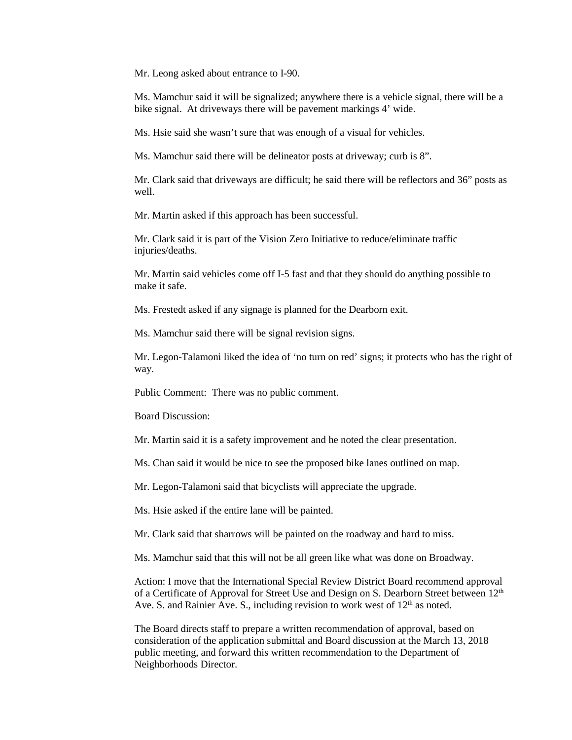Mr. Leong asked about entrance to I-90.

Ms. Mamchur said it will be signalized; anywhere there is a vehicle signal, there will be a bike signal. At driveways there will be pavement markings 4' wide.

Ms. Hsie said she wasn't sure that was enough of a visual for vehicles.

Ms. Mamchur said there will be delineator posts at driveway; curb is 8".

Mr. Clark said that driveways are difficult; he said there will be reflectors and 36" posts as well.

Mr. Martin asked if this approach has been successful.

Mr. Clark said it is part of the Vision Zero Initiative to reduce/eliminate traffic injuries/deaths.

Mr. Martin said vehicles come off I-5 fast and that they should do anything possible to make it safe.

Ms. Frestedt asked if any signage is planned for the Dearborn exit.

Ms. Mamchur said there will be signal revision signs.

Mr. Legon-Talamoni liked the idea of 'no turn on red' signs; it protects who has the right of way.

Public Comment: There was no public comment.

Board Discussion:

Mr. Martin said it is a safety improvement and he noted the clear presentation.

Ms. Chan said it would be nice to see the proposed bike lanes outlined on map.

Mr. Legon-Talamoni said that bicyclists will appreciate the upgrade.

Ms. Hsie asked if the entire lane will be painted.

Mr. Clark said that sharrows will be painted on the roadway and hard to miss.

Ms. Mamchur said that this will not be all green like what was done on Broadway.

Action: I move that the International Special Review District Board recommend approval of a Certificate of Approval for Street Use and Design on S. Dearborn Street between 12th Ave. S. and Rainier Ave. S., including revision to work west of 12th as noted.

The Board directs staff to prepare a written recommendation of approval, based on consideration of the application submittal and Board discussion at the March 13, 2018 public meeting, and forward this written recommendation to the Department of Neighborhoods Director.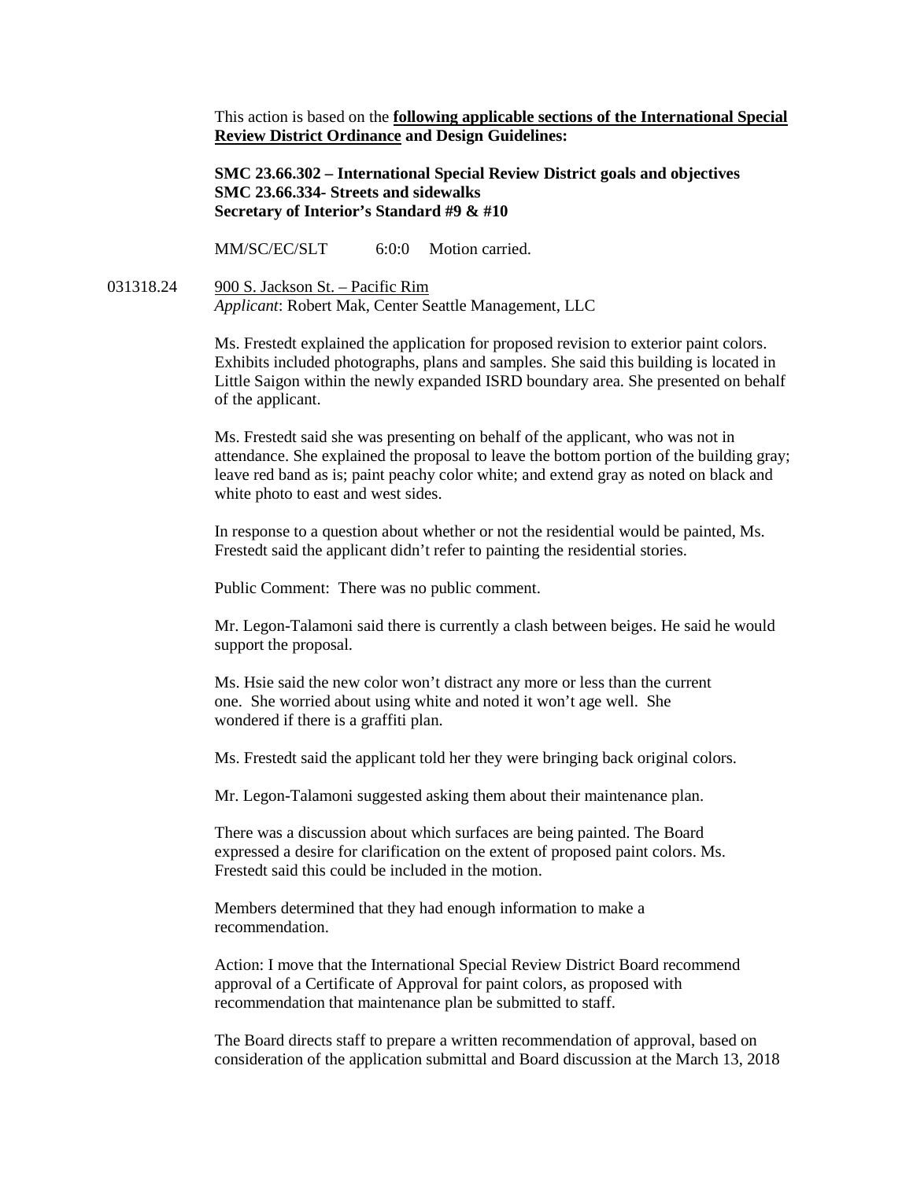This action is based on the **following applicable sections of the International Special Review District Ordinance and Design Guidelines:**

**SMC 23.66.302 – International Special Review District goals and objectives**
**SMC 23.66.334- Streets and sidewalks**
**Secretary of Interior's Standard #9 & #10**

MM/SC/EC/SLT 6:0:0 Motion carried.

031318.24 900 S. Jackson St. – Pacific Rim
*Applicant*: Robert Mak, Center Seattle Management, LLC

Ms. Frestedt explained the application for proposed revision to exterior paint colors. Exhibits included photographs, plans and samples. She said this building is located in Little Saigon within the newly expanded ISRD boundary area. She presented on behalf of the applicant.

Ms. Frestedt said she was presenting on behalf of the applicant, who was not in attendance. She explained the proposal to leave the bottom portion of the building gray; leave red band as is; paint peachy color white; and extend gray as noted on black and white photo to east and west sides.

In response to a question about whether or not the residential would be painted, Ms. Frestedt said the applicant didn't refer to painting the residential stories.

Public Comment: There was no public comment.

Mr. Legon-Talamoni said there is currently a clash between beiges. He said he would support the proposal.

Ms. Hsie said the new color won't distract any more or less than the current one. She worried about using white and noted it won't age well. She wondered if there is a graffiti plan.

Ms. Frestedt said the applicant told her they were bringing back original colors.

Mr. Legon-Talamoni suggested asking them about their maintenance plan.

There was a discussion about which surfaces are being painted. The Board expressed a desire for clarification on the extent of proposed paint colors. Ms. Frestedt said this could be included in the motion.

Members determined that they had enough information to make a recommendation.

Action: I move that the International Special Review District Board recommend approval of a Certificate of Approval for paint colors, as proposed with recommendation that maintenance plan be submitted to staff.

The Board directs staff to prepare a written recommendation of approval, based on consideration of the application submittal and Board discussion at the March 13, 2018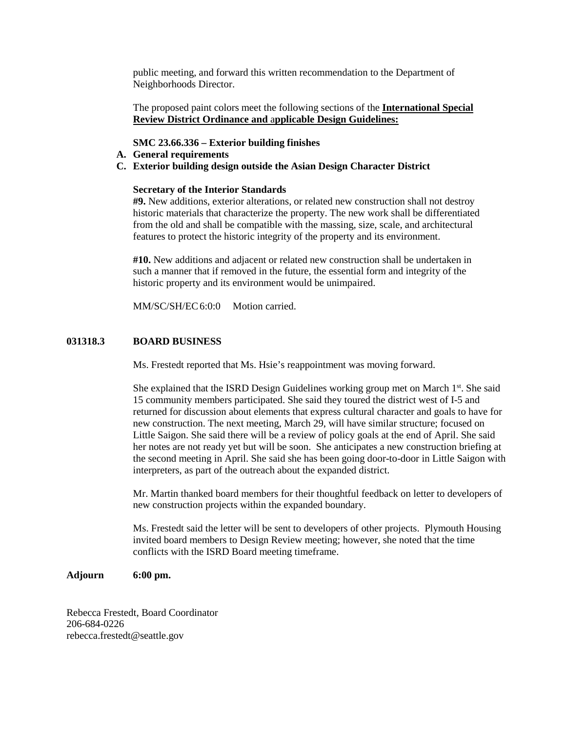public meeting, and forward this written recommendation to the Department of Neighborhoods Director.

The proposed paint colors meet the following sections of the **International Special Review District Ordinance and applicable Design Guidelines:**

**SMC 23.66.336 – Exterior building finishes**

**A. General requirements**

**C. Exterior building design outside the Asian Design Character District**

**Secretary of the Interior Standards**

**#9.** New additions, exterior alterations, or related new construction shall not destroy historic materials that characterize the property. The new work shall be differentiated from the old and shall be compatible with the massing, size, scale, and architectural features to protect the historic integrity of the property and its environment.

**#10.** New additions and adjacent or related new construction shall be undertaken in such a manner that if removed in the future, the essential form and integrity of the historic property and its environment would be unimpaired.

MM/SC/SH/EC 6:0:0 Motion carried.

**031318.3 BOARD BUSINESS**

Ms. Frestedt reported that Ms. Hsie's reappointment was moving forward.

She explained that the ISRD Design Guidelines working group met on March 1st. She said 15 community members participated. She said they toured the district west of I-5 and returned for discussion about elements that express cultural character and goals to have for new construction. The next meeting, March 29, will have similar structure; focused on Little Saigon. She said there will be a review of policy goals at the end of April. She said her notes are not ready yet but will be soon. She anticipates a new construction briefing at the second meeting in April. She said she has been going door-to-door in Little Saigon with interpreters, as part of the outreach about the expanded district.

Mr. Martin thanked board members for their thoughtful feedback on letter to developers of new construction projects within the expanded boundary.

Ms. Frestedt said the letter will be sent to developers of other projects. Plymouth Housing invited board members to Design Review meeting; however, she noted that the time conflicts with the ISRD Board meeting timeframe.

**Adjourn 6:00 pm.**

Rebecca Frestedt, Board Coordinator
206-684-0226
rebecca.frestedt@seattle.gov